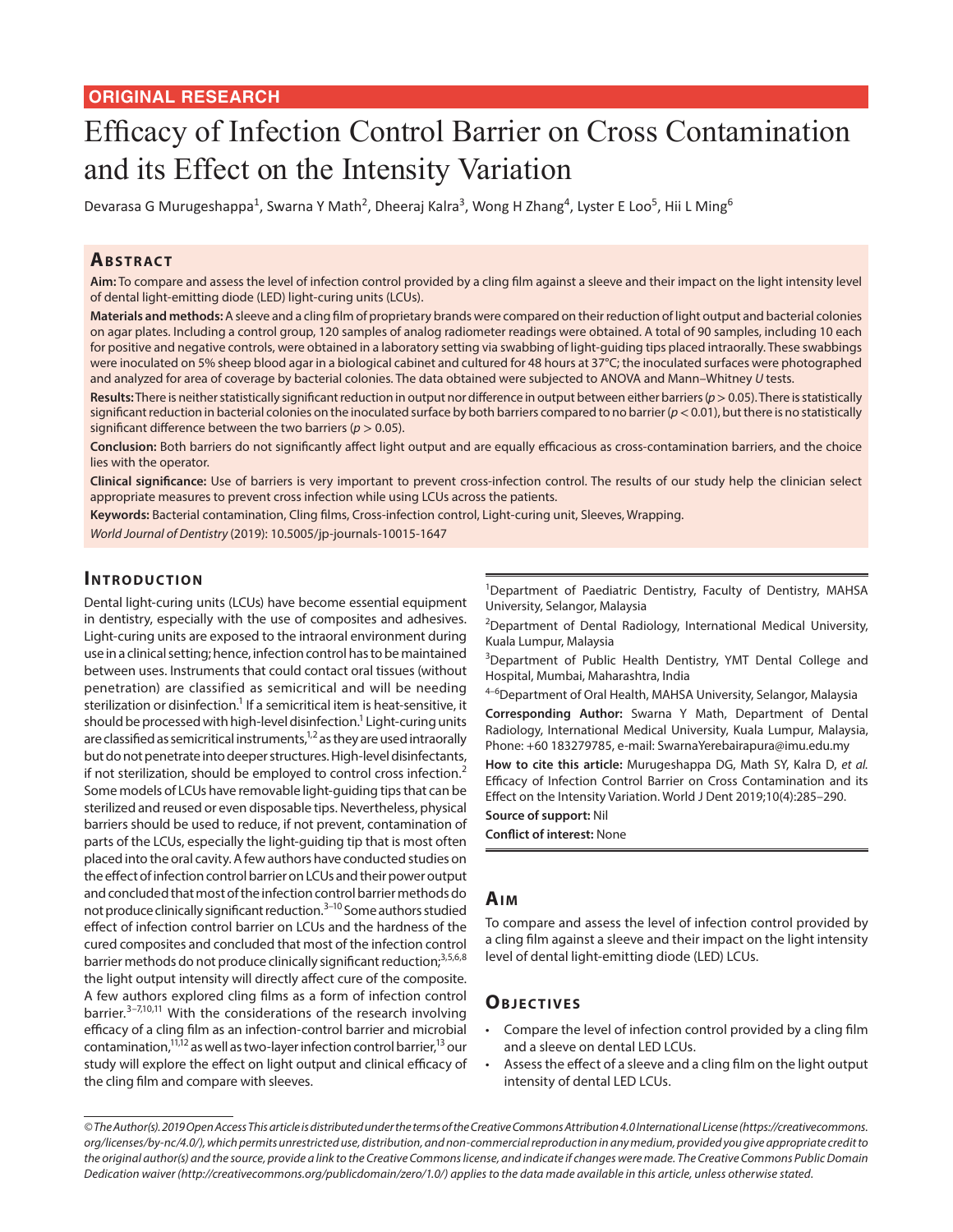ORIGINAL RESEARCH

# Efficacy of Infection Control Barrier on Cross Contamination and its Effect on the Intensity Variation

Devarasa G Murugeshappa[1], Swarna Y Math[2], Dheeraj Kalra[3], Wong H Zhang[4], Lyster E Loo[5], Hii L Ming[6]

## Abstract

**Aim:** To compare and assess the level of infection control provided by a cling film against a sleeve and their impact on the light intensity level of dental light-emitting diode (LED) light-curing units (LCUs).

**Materials and methods:** A sleeve and a cling film of proprietary brands were compared on their reduction of light output and bacterial colonies on agar plates. Including a control group, 120 samples of analog radiometer readings were obtained. A total of 90 samples, including 10 each for positive and negative controls, were obtained in a laboratory setting via swabbing of light-guiding tips placed intraorally. These swabbings were inoculated on 5% sheep blood agar in a biological cabinet and cultured for 48 hours at 37°C; the inoculated surfaces were photographed and analyzed for area of coverage by bacterial colonies. The data obtained were subjected to ANOVA and Mann–Whitney *U* tests.

**Results:** There is neither statistically significant reduction in output nor difference in output between either barriers ($p > 0.05$). There is statistically significant reduction in bacterial colonies on the inoculated surface by both barriers compared to no barrier ($p < 0.01$), but there is no statistically significant difference between the two barriers ($p > 0.05$).

**Conclusion:** Both barriers do not significantly affect light output and are equally efficacious as cross-contamination barriers, and the choice lies with the operator.

**Clinical significance:** Use of barriers is very important to prevent cross-infection control. The results of our study help the clinician select appropriate measures to prevent cross infection while using LCUs across the patients.

**Keywords:** Bacterial contamination, Cling films, Cross-infection control, Light-curing unit, Sleeves, Wrapping.

*World Journal of Dentistry* (2019): 10.5005/jp-journals-10015-1647

## Introduction

Dental light-curing units (LCUs) have become essential equipment in dentistry, especially with the use of composites and adhesives. Light-curing units are exposed to the intraoral environment during use in a clinical setting; hence, infection control has to be maintained between uses. Instruments that could contact oral tissues (without penetration) are classified as semicritical and will be needing sterilization or disinfection.[1] If a semicritical item is heat-sensitive, it should be processed with high-level disinfection.[1] Light-curing units are classified as semicritical instruments,[1,2] as they are used intraorally but do not penetrate into deeper structures. High-level disinfectants, if not sterilization, should be employed to control cross infection.[2] Some models of LCUs have removable light-guiding tips that can be sterilized and reused or even disposable tips. Nevertheless, physical barriers should be used to reduce, if not prevent, contamination of parts of the LCUs, especially the light-guiding tip that is most often placed into the oral cavity. A few authors have conducted studies on the effect of infection control barrier on LCUs and their power output and concluded that most of the infection control barrier methods do not produce clinically significant reduction.[3–10] Some authors studied effect of infection control barrier on LCUs and the hardness of the cured composites and concluded that most of the infection control barrier methods do not produce clinically significant reduction;[3,5,6,8] the light output intensity will directly affect cure of the composite. A few authors explored cling films as a form of infection control barrier.[3–7,10,11] With the considerations of the research involving efficacy of a cling film as an infection-control barrier and microbial contamination,[11,12] as well as two-layer infection control barrier,[13] our study will explore the effect on light output and clinical efficacy of the cling film and compare with sleeves.

[1]Department of Paediatric Dentistry, Faculty of Dentistry, MAHSA University, Selangor, Malaysia

[2]Department of Dental Radiology, International Medical University, Kuala Lumpur, Malaysia

[3]Department of Public Health Dentistry, YMT Dental College and Hospital, Mumbai, Maharashtra, India

[4–6]Department of Oral Health, MAHSA University, Selangor, Malaysia

**Corresponding Author:** Swarna Y Math, Department of Dental Radiology, International Medical University, Kuala Lumpur, Malaysia, Phone: +60 183279785, e-mail: SwarnaYerebairapura@imu.edu.my

**How to cite this article:** Murugeshappa DG, Math SY, Kalra D, *et al.* Efficacy of Infection Control Barrier on Cross Contamination and its Effect on the Intensity Variation. World J Dent 2019;10(4):285–290.

**Source of support:** Nil

**Conflict of interest:** None

## Aim

To compare and assess the level of infection control provided by a cling film against a sleeve and their impact on the light intensity level of dental light-emitting diode (LED) LCUs.

## Objectives

- Compare the level of infection control provided by a cling film and a sleeve on dental LED LCUs.
- Assess the effect of a sleeve and a cling film on the light output intensity of dental LED LCUs.

*© The Author(s). 2019 Open Access This article is distributed under the terms of the Creative Commons Attribution 4.0 International License (https://creativecommons.org/licenses/by-nc/4.0/), which permits unrestricted use, distribution, and non-commercial reproduction in any medium, provided you give appropriate credit to the original author(s) and the source, provide a link to the Creative Commons license, and indicate if changes were made. The Creative Commons Public Domain Dedication waiver (http://creativecommons.org/publicdomain/zero/1.0/) applies to the data made available in this article, unless otherwise stated.*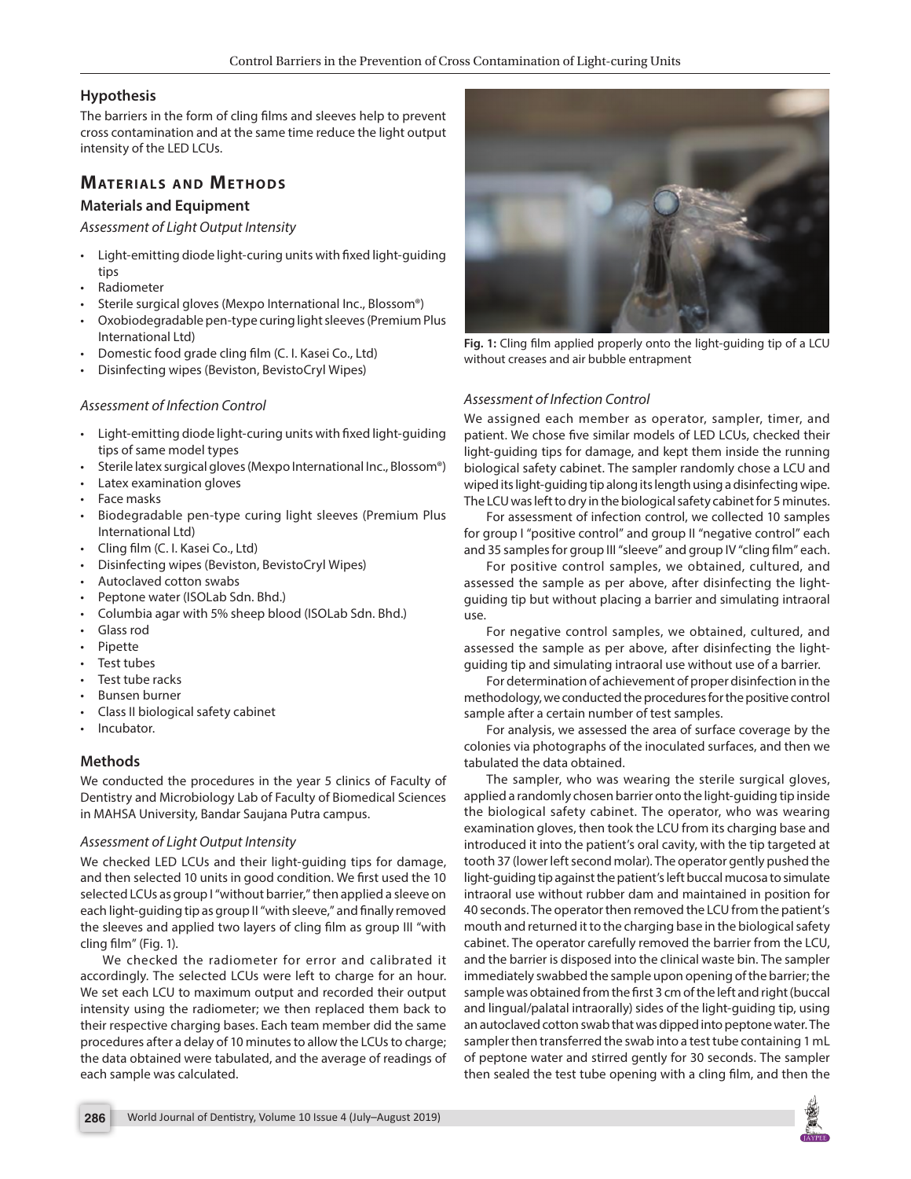## Hypothesis

The barriers in the form of cling films and sleeves help to prevent cross contamination and at the same time reduce the light output intensity of the LED LCUs.

# Materials and Methods

## Materials and Equipment

*Assessment of Light Output Intensity*

- Light-emitting diode light-curing units with fixed light-guiding tips
- Radiometer
- Sterile surgical gloves (Mexpo International Inc., Blossom®)
- Oxobiodegradable pen-type curing light sleeves (Premium Plus International Ltd)
- Domestic food grade cling film (C. I. Kasei Co., Ltd)
- Disinfecting wipes (Beviston, BevistoCryl Wipes)

*Assessment of Infection Control*

- Light-emitting diode light-curing units with fixed light-guiding tips of same model types
- Sterile latex surgical gloves (Mexpo International Inc., Blossom®)
- Latex examination gloves
- Face masks
- Biodegradable pen-type curing light sleeves (Premium Plus International Ltd)
- Cling film (C. I. Kasei Co., Ltd)
- Disinfecting wipes (Beviston, BevistoCryl Wipes)
- Autoclaved cotton swabs
- Peptone water (ISOLab Sdn. Bhd.)
- Columbia agar with 5% sheep blood (ISOLab Sdn. Bhd.)
- Glass rod
- Pipette
- Test tubes
- Test tube racks
- Bunsen burner
- Class II biological safety cabinet
- Incubator.

## Methods

We conducted the procedures in the year 5 clinics of Faculty of Dentistry and Microbiology Lab of Faculty of Biomedical Sciences in MAHSA University, Bandar Saujana Putra campus.

*Assessment of Light Output Intensity*

We checked LED LCUs and their light-guiding tips for damage, and then selected 10 units in good condition. We first used the 10 selected LCUs as group I "without barrier," then applied a sleeve on each light-guiding tip as group II "with sleeve," and finally removed the sleeves and applied two layers of cling film as group III "with cling film" (Fig. 1).

We checked the radiometer for error and calibrated it accordingly. The selected LCUs were left to charge for an hour. We set each LCU to maximum output and recorded their output intensity using the radiometer; we then replaced them back to their respective charging bases. Each team member did the same procedures after a delay of 10 minutes to allow the LCUs to charge; the data obtained were tabulated, and the average of readings of each sample was calculated.

**Fig. 1:** Cling film applied properly onto the light-guiding tip of a LCU without creases and air bubble entrapment

*Assessment of Infection Control*

We assigned each member as operator, sampler, timer, and patient. We chose five similar models of LED LCUs, checked their light-guiding tips for damage, and kept them inside the running biological safety cabinet. The sampler randomly chose a LCU and wiped its light-guiding tip along its length using a disinfecting wipe. The LCU was left to dry in the biological safety cabinet for 5 minutes.

For assessment of infection control, we collected 10 samples for group I "positive control" and group II "negative control" each and 35 samples for group III "sleeve" and group IV "cling film" each.

For positive control samples, we obtained, cultured, and assessed the sample as per above, after disinfecting the light-guiding tip but without placing a barrier and simulating intraoral use.

For negative control samples, we obtained, cultured, and assessed the sample as per above, after disinfecting the light-guiding tip and simulating intraoral use without use of a barrier.

For determination of achievement of proper disinfection in the methodology, we conducted the procedures for the positive control sample after a certain number of test samples.

For analysis, we assessed the area of surface coverage by the colonies via photographs of the inoculated surfaces, and then we tabulated the data obtained.

The sampler, who was wearing the sterile surgical gloves, applied a randomly chosen barrier onto the light-guiding tip inside the biological safety cabinet. The operator, who was wearing examination gloves, then took the LCU from its charging base and introduced it into the patient's oral cavity, with the tip targeted at tooth 37 (lower left second molar). The operator gently pushed the light-guiding tip against the patient's left buccal mucosa to simulate intraoral use without rubber dam and maintained in position for 40 seconds. The operator then removed the LCU from the patient's mouth and returned it to the charging base in the biological safety cabinet. The operator carefully removed the barrier from the LCU, and the barrier is disposed into the clinical waste bin. The sampler immediately swabbed the sample upon opening of the barrier; the sample was obtained from the first 3 cm of the left and right (buccal and lingual/palatal intraorally) sides of the light-guiding tip, using an autoclaved cotton swab that was dipped into peptone water. The sampler then transferred the swab into a test tube containing 1 mL of peptone water and stirred gently for 30 seconds. The sampler then sealed the test tube opening with a cling film, and then the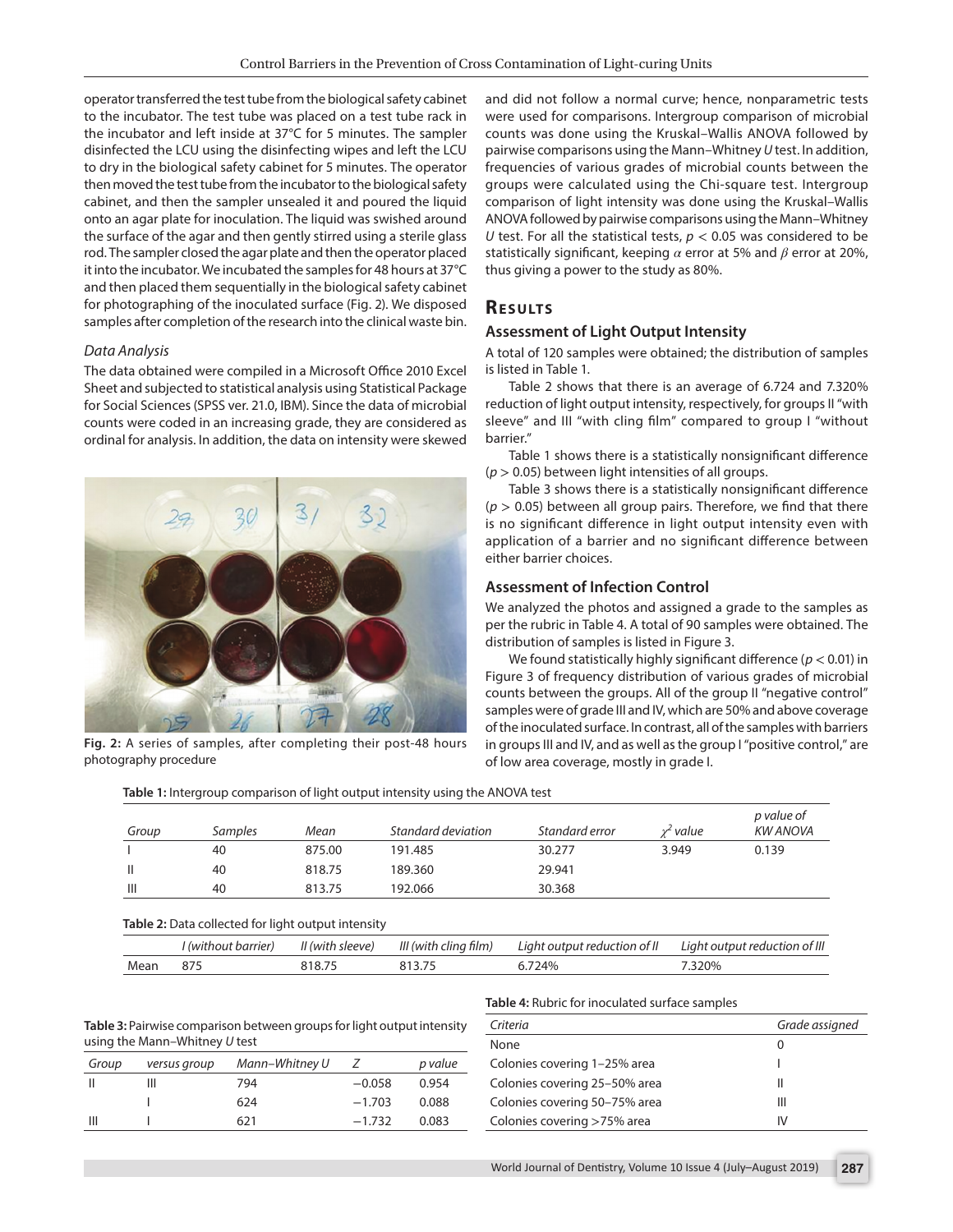operator transferred the test tube from the biological safety cabinet to the incubator. The test tube was placed on a test tube rack in the incubator and left inside at 37°C for 5 minutes. The sampler disinfected the LCU using the disinfecting wipes and left the LCU to dry in the biological safety cabinet for 5 minutes. The operator then moved the test tube from the incubator to the biological safety cabinet, and then the sampler unsealed it and poured the liquid onto an agar plate for inoculation. The liquid was swished around the surface of the agar and then gently stirred using a sterile glass rod. The sampler closed the agar plate and then the operator placed it into the incubator. We incubated the samples for 48 hours at 37°C and then placed them sequentially in the biological safety cabinet for photographing of the inoculated surface (Fig. 2). We disposed samples after completion of the research into the clinical waste bin.

### *Data Analysis*

The data obtained were compiled in a Microsoft Office 2010 Excel Sheet and subjected to statistical analysis using Statistical Package for Social Sciences (SPSS ver. 21.0, IBM). Since the data of microbial counts were coded in an increasing grade, they are considered as ordinal for analysis. In addition, the data on intensity were skewed and did not follow a normal curve; hence, nonparametric tests were used for comparisons. Intergroup comparison of microbial counts was done using the Kruskal–Wallis ANOVA followed by pairwise comparisons using the Mann–Whitney *U* test. In addition, frequencies of various grades of microbial counts between the groups were calculated using the Chi-square test. Intergroup comparison of light intensity was done using the Kruskal–Wallis ANOVA followed by pairwise comparisons using the Mann–Whitney *U* test. For all the statistical tests, $p < 0.05$ was considered to be statistically significant, keeping $\alpha$ error at 5% and $\beta$ error at 20%, thus giving a power to the study as 80%.

**Fig. 2:** A series of samples, after completing their post-48 hours photography procedure

## Results

### Assessment of Light Output Intensity

A total of 120 samples were obtained; the distribution of samples is listed in Table 1.

Table 2 shows that there is an average of 6.724 and 7.320% reduction of light output intensity, respectively, for groups II "with sleeve" and III "with cling film" compared to group I "without barrier."

Table 1 shows there is a statistically nonsignificant difference ($p > 0.05$) between light intensities of all groups.

Table 3 shows there is a statistically nonsignificant difference ($p > 0.05$) between all group pairs. Therefore, we find that there is no significant difference in light output intensity even with application of a barrier and no significant difference between either barrier choices.

### Assessment of Infection Control

We analyzed the photos and assigned a grade to the samples as per the rubric in Table 4. A total of 90 samples were obtained. The distribution of samples is listed in Figure 3.

We found statistically highly significant difference ($p < 0.01$) in Figure 3 of frequency distribution of various grades of microbial counts between the groups. All of the group II "negative control" samples were of grade III and IV, which are 50% and above coverage of the inoculated surface. In contrast, all of the samples with barriers in groups III and IV, and as well as the group I "positive control," are of low area coverage, mostly in grade I.

**Table 1:** Intergroup comparison of light output intensity using the ANOVA test

| Group | Samples | Mean | Standard deviation | Standard error | $\chi^2$ value | p value of KW ANOVA |
|---|---|---|---|---|---|---|
| I | 40 | 875.00 | 191.485 | 30.277 | 3.949 | 0.139 |
| II | 40 | 818.75 | 189.360 | 29.941 | | |
| III | 40 | 813.75 | 192.066 | 30.368 | | |

**Table 2:** Data collected for light output intensity

| | I (without barrier) | II (with sleeve) | III (with cling film) | Light output reduction of II | Light output reduction of III |
|---|---|---|---|---|---|
| Mean | 875 | 818.75 | 813.75 | 6.724% | 7.320% |

**Table 3:** Pairwise comparison between groups for light output intensity using the Mann–Whitney *U* test

| Group | versus group | Mann–Whitney U | Z | p value |
|---|---|---|---|---|
| II | III | 794 | −0.058 | 0.954 |
| | I | 624 | −1.703 | 0.088 |
| III | I | 621 | −1.732 | 0.083 |

**Table 4:** Rubric for inoculated surface samples

| Criteria | Grade assigned |
|---|---|
| None | 0 |
| Colonies covering 1–25% area | I |
| Colonies covering 25–50% area | II |
| Colonies covering 50–75% area | III |
| Colonies covering >75% area | IV |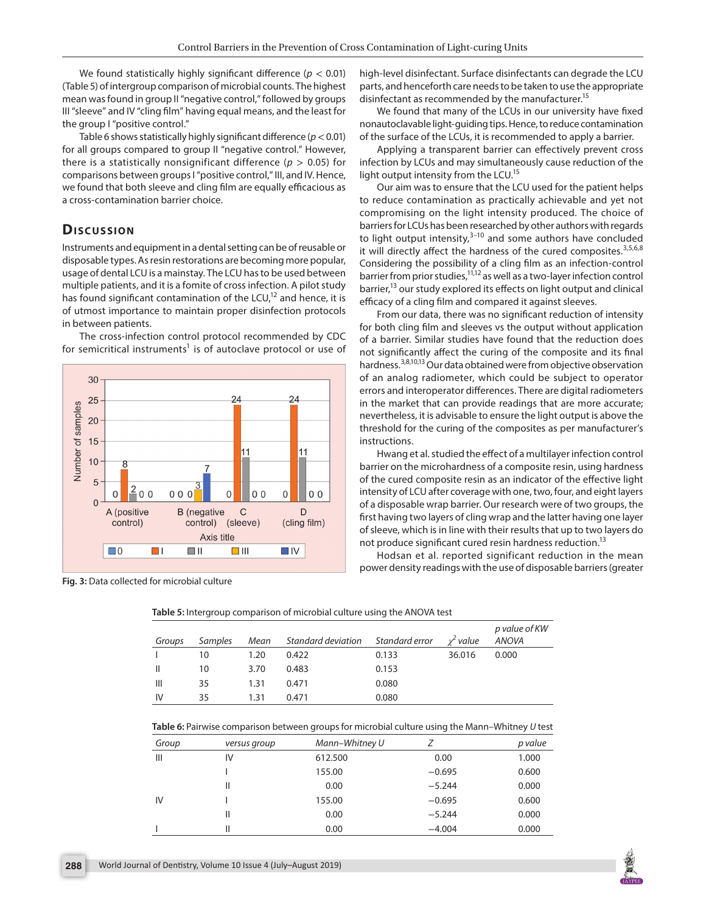We found statistically highly significant difference ($p < 0.01$) (Table 5) of intergroup comparison of microbial counts. The highest mean was found in group II "negative control," followed by groups III "sleeve" and IV "cling film" having equal means, and the least for the group I "positive control."

Table 6 shows statistically highly significant difference ($p < 0.01$) for all groups compared to group II "negative control." However, there is a statistically nonsignificant difference ($p > 0.05$) for comparisons between groups I "positive control," III, and IV. Hence, we found that both sleeve and cling film are equally efficacious as a cross-contamination barrier choice.

## Discussion

Instruments and equipment in a dental setting can be of reusable or disposable types. As resin restorations are becoming more popular, usage of dental LCU is a mainstay. The LCU has to be used between multiple patients, and it is a fomite of cross infection. A pilot study has found significant contamination of the LCU,[12] and hence, it is of utmost importance to maintain proper disinfection protocols in between patients.

The cross-infection control protocol recommended by CDC for semicritical instruments[1] is of autoclave protocol or use of high-level disinfectant. Surface disinfectants can degrade the LCU parts, and henceforth care needs to be taken to use the appropriate disinfectant as recommended by the manufacturer.[15]

We found that many of the LCUs in our university have fixed nonautoclavable light-guiding tips. Hence, to reduce contamination of the surface of the LCUs, it is recommended to apply a barrier.

Applying a transparent barrier can effectively prevent cross infection by LCUs and may simultaneously cause reduction of the light output intensity from the LCU.[15]

Our aim was to ensure that the LCU used for the patient helps to reduce contamination as practically achievable and yet not compromising on the light intensity produced. The choice of barriers for LCUs has been researched by other authors with regards to light output intensity,[3–10] and some authors have concluded it will directly affect the hardness of the cured composites.[3,5,6,8] Considering the possibility of a cling film as an infection-control barrier from prior studies,[11,12] as well as a two-layer infection control barrier,[13] our study explored its effects on light output and clinical efficacy of a cling film and compared it against sleeves.

From our data, there was no significant reduction of intensity for both cling film and sleeves vs the output without application of a barrier. Similar studies have found that the reduction does not significantly affect the curing of the composite and its final hardness.[3,8,10,13] Our data obtained were from objective observation of an analog radiometer, which could be subject to operator errors and interoperator differences. There are digital radiometers in the market that can provide readings that are more accurate; nevertheless, it is advisable to ensure the light output is above the threshold for the curing of the composites as per manufacturer's instructions.

Hwang et al. studied the effect of a multilayer infection control barrier on the microhardness of a composite resin, using hardness of the cured composite resin as an indicator of the effective light intensity of LCU after coverage with one, two, four, and eight layers of a disposable wrap barrier. Our research were of two groups, the first having two layers of cling wrap and the latter having one layer of sleeve, which is in line with their results that up to two layers do not produce significant cured resin hardness reduction.[13]

Hodsan et al. reported significant reduction in the mean power density readings with the use of disposable barriers (greater

Fig. 3: Data collected for microbial culture

Table 5: Intergroup comparison of microbial culture using the ANOVA test

| Groups | Samples | Mean | Standard deviation | Standard error | $\chi^2$ value | p value of KW ANOVA |
|---|---|---|---|---|---|---|
| I | 10 | 1.20 | 0.422 | 0.133 | 36.016 | 0.000 |
| II | 10 | 3.70 | 0.483 | 0.153 | | |
| III | 35 | 1.31 | 0.471 | 0.080 | | |
| IV | 35 | 1.31 | 0.471 | 0.080 | | |

Table 6: Pairwise comparison between groups for microbial culture using the Mann–Whitney *U* test

| Group | versus group | Mann–Whitney U | Z | p value |
|---|---|---|---|---|
| III | IV | 612.500 | 0.00 | 1.000 |
| | I | 155.00 | −0.695 | 0.600 |
| | II | 0.00 | −5.244 | 0.000 |
| IV | I | 155.00 | −0.695 | 0.600 |
| | II | 0.00 | −5.244 | 0.000 |
| I | II | 0.00 | −4.004 | 0.000 |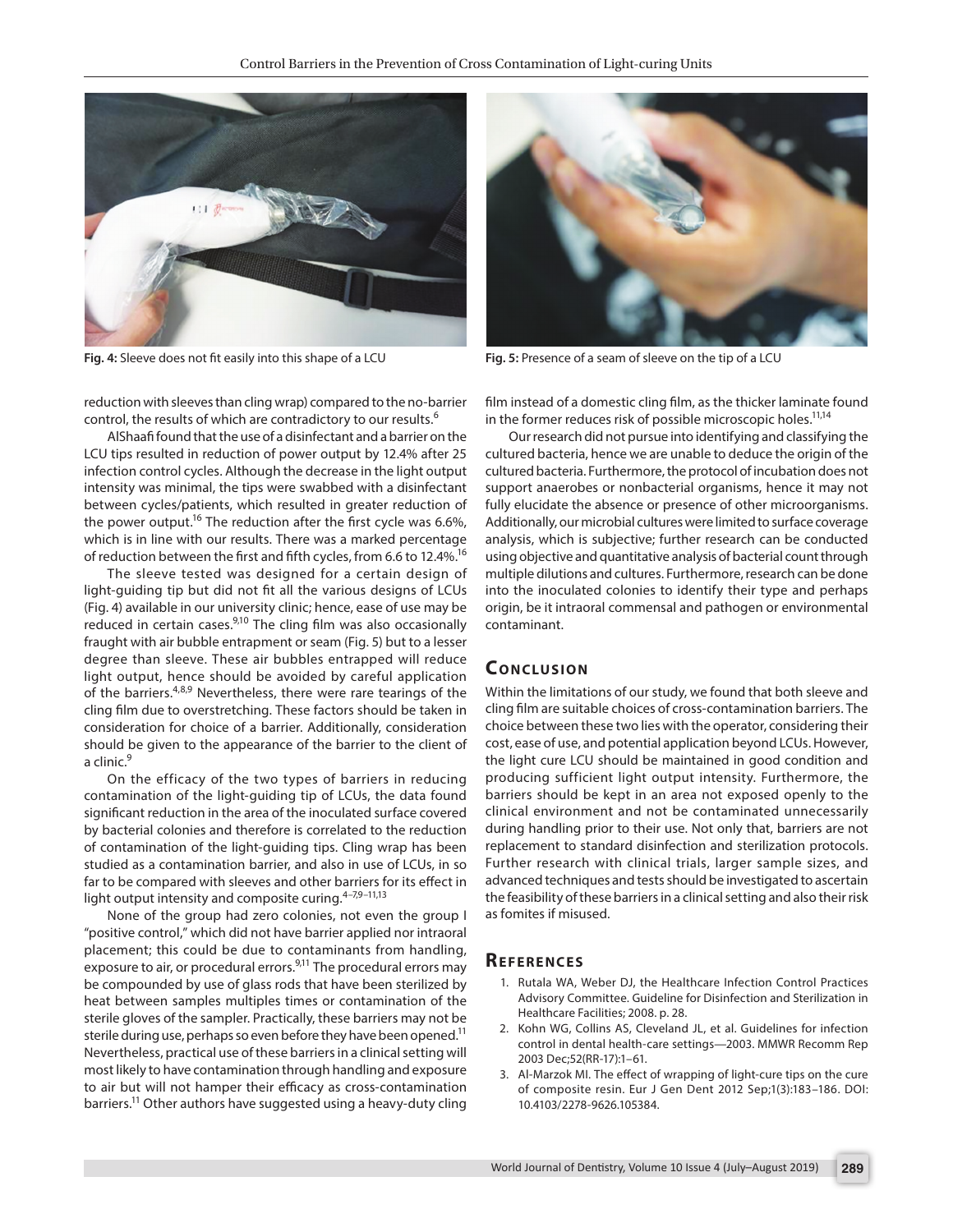Fig. 4: Sleeve does not fit easily into this shape of a LCU

Fig. 5: Presence of a seam of sleeve on the tip of a LCU

reduction with sleeves than cling wrap) compared to the no-barrier control, the results of which are contradictory to our results.[6]

AlShaafi found that the use of a disinfectant and a barrier on the LCU tips resulted in reduction of power output by 12.4% after 25 infection control cycles. Although the decrease in the light output intensity was minimal, the tips were swabbed with a disinfectant between cycles/patients, which resulted in greater reduction of the power output.[16] The reduction after the first cycle was 6.6%, which is in line with our results. There was a marked percentage of reduction between the first and fifth cycles, from 6.6 to 12.4%.[16]

The sleeve tested was designed for a certain design of light-guiding tip but did not fit all the various designs of LCUs (Fig. 4) available in our university clinic; hence, ease of use may be reduced in certain cases.[9,10] The cling film was also occasionally fraught with air bubble entrapment or seam (Fig. 5) but to a lesser degree than sleeve. These air bubbles entrapped will reduce light output, hence should be avoided by careful application of the barriers.[4,8,9] Nevertheless, there were rare tearings of the cling film due to overstretching. These factors should be taken in consideration for choice of a barrier. Additionally, consideration should be given to the appearance of the barrier to the client of a clinic.[9]

On the efficacy of the two types of barriers in reducing contamination of the light-guiding tip of LCUs, the data found significant reduction in the area of the inoculated surface covered by bacterial colonies and therefore is correlated to the reduction of contamination of the light-guiding tips. Cling wrap has been studied as a contamination barrier, and also in use of LCUs, in so far to be compared with sleeves and other barriers for its effect in light output intensity and composite curing.[4–7,9–11,13]

None of the group had zero colonies, not even the group I "positive control," which did not have barrier applied nor intraoral placement; this could be due to contaminants from handling, exposure to air, or procedural errors.[9,11] The procedural errors may be compounded by use of glass rods that have been sterilized by heat between samples multiples times or contamination of the sterile gloves of the sampler. Practically, these barriers may not be sterile during use, perhaps so even before they have been opened.[11] Nevertheless, practical use of these barriers in a clinical setting will most likely to have contamination through handling and exposure to air but will not hamper their efficacy as cross-contamination barriers.[11] Other authors have suggested using a heavy-duty cling film instead of a domestic cling film, as the thicker laminate found in the former reduces risk of possible microscopic holes.[11,14]

Our research did not pursue into identifying and classifying the cultured bacteria, hence we are unable to deduce the origin of the cultured bacteria. Furthermore, the protocol of incubation does not support anaerobes or nonbacterial organisms, hence it may not fully elucidate the absence or presence of other microorganisms. Additionally, our microbial cultures were limited to surface coverage analysis, which is subjective; further research can be conducted using objective and quantitative analysis of bacterial count through multiple dilutions and cultures. Furthermore, research can be done into the inoculated colonies to identify their type and perhaps origin, be it intraoral commensal and pathogen or environmental contaminant.

## Conclusion

Within the limitations of our study, we found that both sleeve and cling film are suitable choices of cross-contamination barriers. The choice between these two lies with the operator, considering their cost, ease of use, and potential application beyond LCUs. However, the light cure LCU should be maintained in good condition and producing sufficient light output intensity. Furthermore, the barriers should be kept in an area not exposed openly to the clinical environment and not be contaminated unnecessarily during handling prior to their use. Not only that, barriers are not replacement to standard disinfection and sterilization protocols. Further research with clinical trials, larger sample sizes, and advanced techniques and tests should be investigated to ascertain the feasibility of these barriers in a clinical setting and also their risk as fomites if misused.

## References

1. Rutala WA, Weber DJ, the Healthcare Infection Control Practices Advisory Committee. Guideline for Disinfection and Sterilization in Healthcare Facilities; 2008. p. 28.
2. Kohn WG, Collins AS, Cleveland JL, et al. Guidelines for infection control in dental health-care settings—2003. MMWR Recomm Rep 2003 Dec;52(RR-17):1–61.
3. Al-Marzok MI. The effect of wrapping of light-cure tips on the cure of composite resin. Eur J Gen Dent 2012 Sep;1(3):183–186. DOI: 10.4103/2278-9626.105384.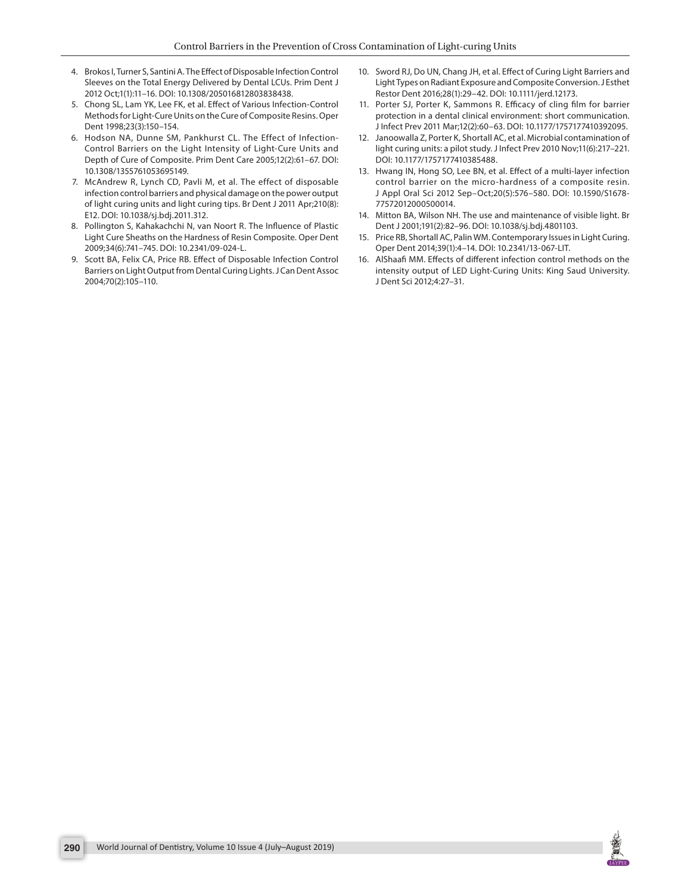4. Brokos I, Turner S, Santini A. The Effect of Disposable Infection Control Sleeves on the Total Energy Delivered by Dental LCUs. Prim Dent J 2012 Oct;1(1):11–16. DOI: 10.1308/205016812803838438.
5. Chong SL, Lam YK, Lee FK, et al. Effect of Various Infection-Control Methods for Light-Cure Units on the Cure of Composite Resins. Oper Dent 1998;23(3):150–154.
6. Hodson NA, Dunne SM, Pankhurst CL. The Effect of Infection-Control Barriers on the Light Intensity of Light-Cure Units and Depth of Cure of Composite. Prim Dent Care 2005;12(2):61–67. DOI: 10.1308/1355761053695149.
7. McAndrew R, Lynch CD, Pavli M, et al. The effect of disposable infection control barriers and physical damage on the power output of light curing units and light curing tips. Br Dent J 2011 Apr;210(8): E12. DOI: 10.1038/sj.bdj.2011.312.
8. Pollington S, Kahakachchi N, van Noort R. The Influence of Plastic Light Cure Sheaths on the Hardness of Resin Composite. Oper Dent 2009;34(6):741–745. DOI: 10.2341/09-024-L.
9. Scott BA, Felix CA, Price RB. Effect of Disposable Infection Control Barriers on Light Output from Dental Curing Lights. J Can Dent Assoc 2004;70(2):105–110.
10. Sword RJ, Do UN, Chang JH, et al. Effect of Curing Light Barriers and Light Types on Radiant Exposure and Composite Conversion. J Esthet Restor Dent 2016;28(1):29–42. DOI: 10.1111/jerd.12173.
11. Porter SJ, Porter K, Sammons R. Efficacy of cling film for barrier protection in a dental clinical environment: short communication. J Infect Prev 2011 Mar;12(2):60–63. DOI: 10.1177/1757177410392095.
12. Janoowalla Z, Porter K, Shortall AC, et al. Microbial contamination of light curing units: a pilot study. J Infect Prev 2010 Nov;11(6):217–221. DOI: 10.1177/1757177410385488.
13. Hwang IN, Hong SO, Lee BN, et al. Effect of a multi-layer infection control barrier on the micro-hardness of a composite resin. J Appl Oral Sci 2012 Sep–Oct;20(5):576–580. DOI: 10.1590/S1678-77572012000500014.
14. Mitton BA, Wilson NH. The use and maintenance of visible light. Br Dent J 2001;191(2):82–96. DOI: 10.1038/sj.bdj.4801103.
15. Price RB, Shortall AC, Palin WM. Contemporary Issues in Light Curing. Oper Dent 2014;39(1):4–14. DOI: 10.2341/13-067-LIT.
16. AlShaafi MM. Effects of different infection control methods on the intensity output of LED Light-Curing Units: King Saud University. J Dent Sci 2012;4:27–31.